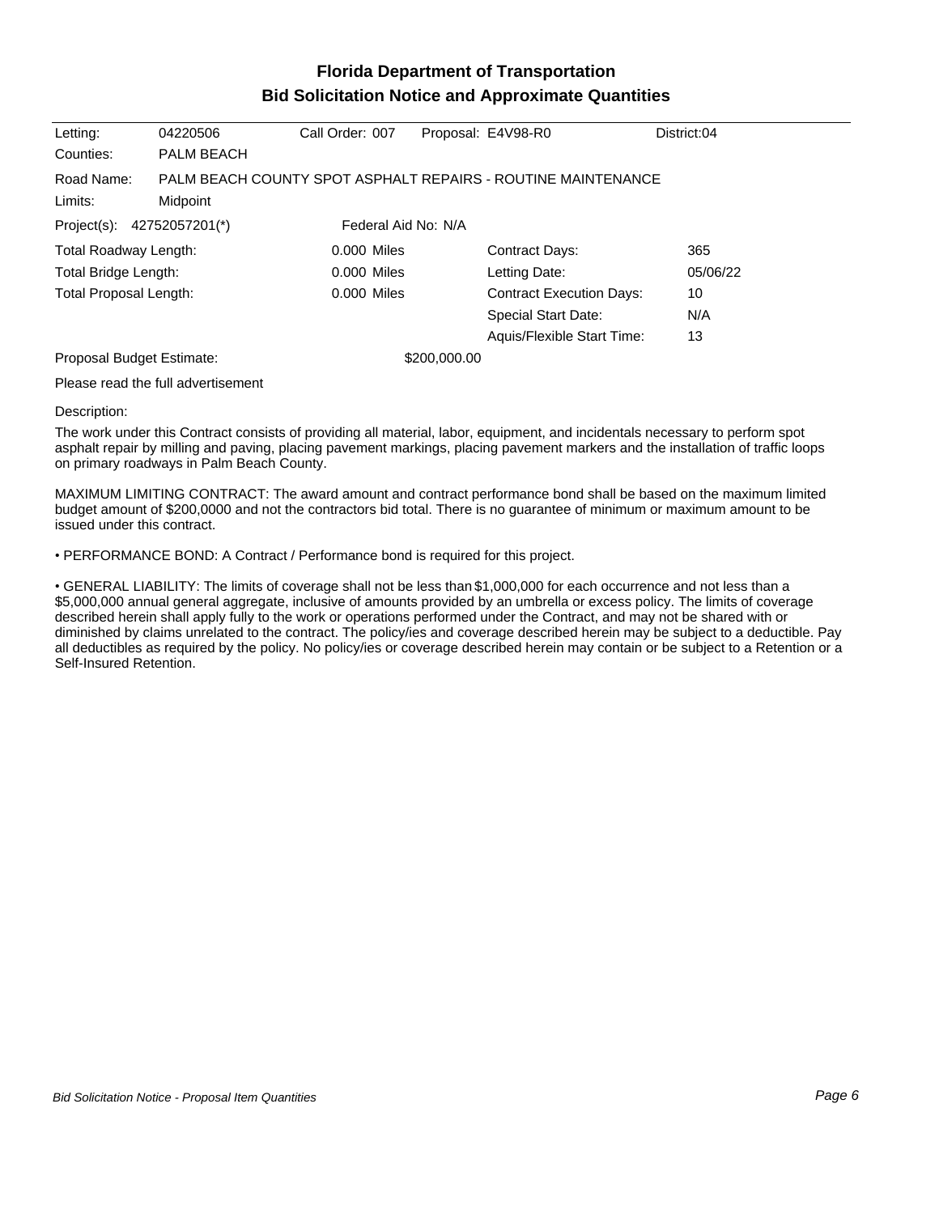# Florida Department of Transportation
## Bid Solicitation Notice and Approximate Quantities

| | | | | |
|---|---|---|---|---|
| Letting: | 04220506 | Call Order: 007 | Proposal: E4V98-R0 | District:04 |
| Counties: | PALM BEACH | | | |

Road Name: PALM BEACH COUNTY SPOT ASPHALT REPAIRS - ROUTINE MAINTENANCE

Limits: Midpoint

Project(s): 42752057201(*) Federal Aid No: N/A

| | | | |
|---|---|---|---|
| Total Roadway Length: | 0.000 Miles | Contract Days: | 365 |
| Total Bridge Length: | 0.000 Miles | Letting Date: | 05/06/22 |
| Total Proposal Length: | 0.000 Miles | Contract Execution Days: | 10 |
| | | Special Start Date: | N/A |
| | | Aquis/Flexible Start Time: | 13 |

Proposal Budget Estimate: $200,000.00

Please read the full advertisement

Description:

The work under this Contract consists of providing all material, labor, equipment, and incidentals necessary to perform spot asphalt repair by milling and paving, placing pavement markings, placing pavement markers and the installation of traffic loops on primary roadways in Palm Beach County.

MAXIMUM LIMITING CONTRACT: The award amount and contract performance bond shall be based on the maximum limited budget amount of $200,0000 and not the contractors bid total. There is no guarantee of minimum or maximum amount to be issued under this contract.

• PERFORMANCE BOND: A Contract / Performance bond is required for this project.

• GENERAL LIABILITY: The limits of coverage shall not be less than $1,000,000 for each occurrence and not less than a $5,000,000 annual general aggregate, inclusive of amounts provided by an umbrella or excess policy. The limits of coverage described herein shall apply fully to the work or operations performed under the Contract, and may not be shared with or diminished by claims unrelated to the contract. The policy/ies and coverage described herein may be subject to a deductible. Pay all deductibles as required by the policy. No policy/ies or coverage described herein may contain or be subject to a Retention or a Self-Insured Retention.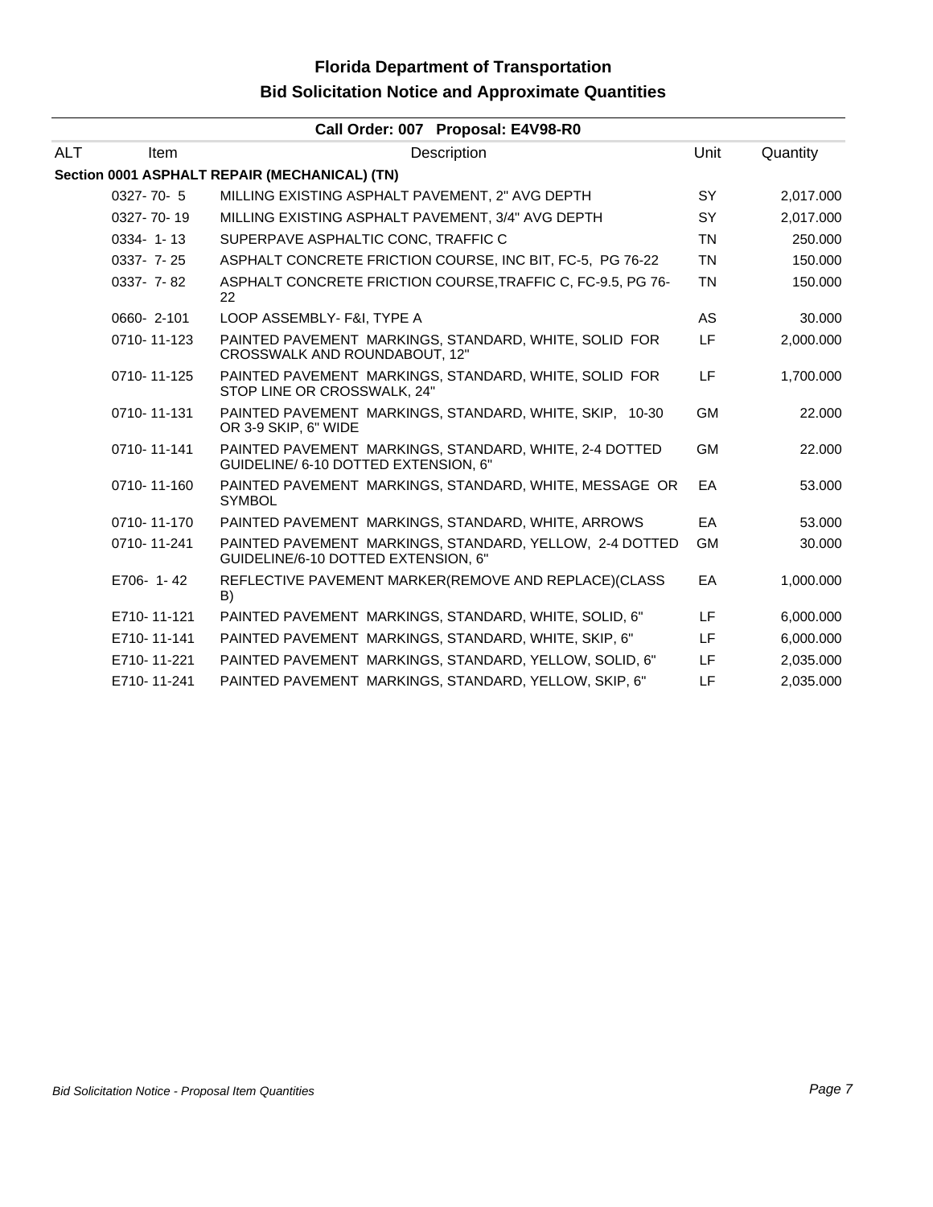# Florida Department of Transportation

## Bid Solicitation Notice and Approximate Quantities

### Call Order: 007 Proposal: E4V98-R0

| ALT | Item | Description | Unit | Quantity |
|---|---|---|---|---|
| **Section 0001 ASPHALT REPAIR (MECHANICAL) (TN)** | | | | |
| | 0327- 70- 5 | MILLING EXISTING ASPHALT PAVEMENT, 2" AVG DEPTH | SY | 2,017.000 |
| | 0327- 70- 19 | MILLING EXISTING ASPHALT PAVEMENT, 3/4" AVG DEPTH | SY | 2,017.000 |
| | 0334- 1- 13 | SUPERPAVE ASPHALTIC CONC, TRAFFIC C | TN | 250.000 |
| | 0337- 7- 25 | ASPHALT CONCRETE FRICTION COURSE, INC BIT, FC-5, PG 76-22 | TN | 150.000 |
| | 0337- 7- 82 | ASPHALT CONCRETE FRICTION COURSE,TRAFFIC C, FC-9.5, PG 76-22 | TN | 150.000 |
| | 0660- 2-101 | LOOP ASSEMBLY- F&I, TYPE A | AS | 30.000 |
| | 0710- 11-123 | PAINTED PAVEMENT MARKINGS, STANDARD, WHITE, SOLID FOR CROSSWALK AND ROUNDABOUT, 12" | LF | 2,000.000 |
| | 0710- 11-125 | PAINTED PAVEMENT MARKINGS, STANDARD, WHITE, SOLID FOR STOP LINE OR CROSSWALK, 24" | LF | 1,700.000 |
| | 0710- 11-131 | PAINTED PAVEMENT MARKINGS, STANDARD, WHITE, SKIP, 10-30 OR 3-9 SKIP, 6" WIDE | GM | 22.000 |
| | 0710- 11-141 | PAINTED PAVEMENT MARKINGS, STANDARD, WHITE, 2-4 DOTTED GUIDELINE/ 6-10 DOTTED EXTENSION, 6" | GM | 22.000 |
| | 0710- 11-160 | PAINTED PAVEMENT MARKINGS, STANDARD, WHITE, MESSAGE OR SYMBOL | EA | 53.000 |
| | 0710- 11-170 | PAINTED PAVEMENT MARKINGS, STANDARD, WHITE, ARROWS | EA | 53.000 |
| | 0710- 11-241 | PAINTED PAVEMENT MARKINGS, STANDARD, YELLOW, 2-4 DOTTED GUIDELINE/6-10 DOTTED EXTENSION, 6" | GM | 30.000 |
| | E706- 1- 42 | REFLECTIVE PAVEMENT MARKER(REMOVE AND REPLACE)(CLASS B) | EA | 1,000.000 |
| | E710- 11-121 | PAINTED PAVEMENT MARKINGS, STANDARD, WHITE, SOLID, 6" | LF | 6,000.000 |
| | E710- 11-141 | PAINTED PAVEMENT MARKINGS, STANDARD, WHITE, SKIP, 6" | LF | 6,000.000 |
| | E710- 11-221 | PAINTED PAVEMENT MARKINGS, STANDARD, YELLOW, SOLID, 6" | LF | 2,035.000 |
| | E710- 11-241 | PAINTED PAVEMENT MARKINGS, STANDARD, YELLOW, SKIP, 6" | LF | 2,035.000 |